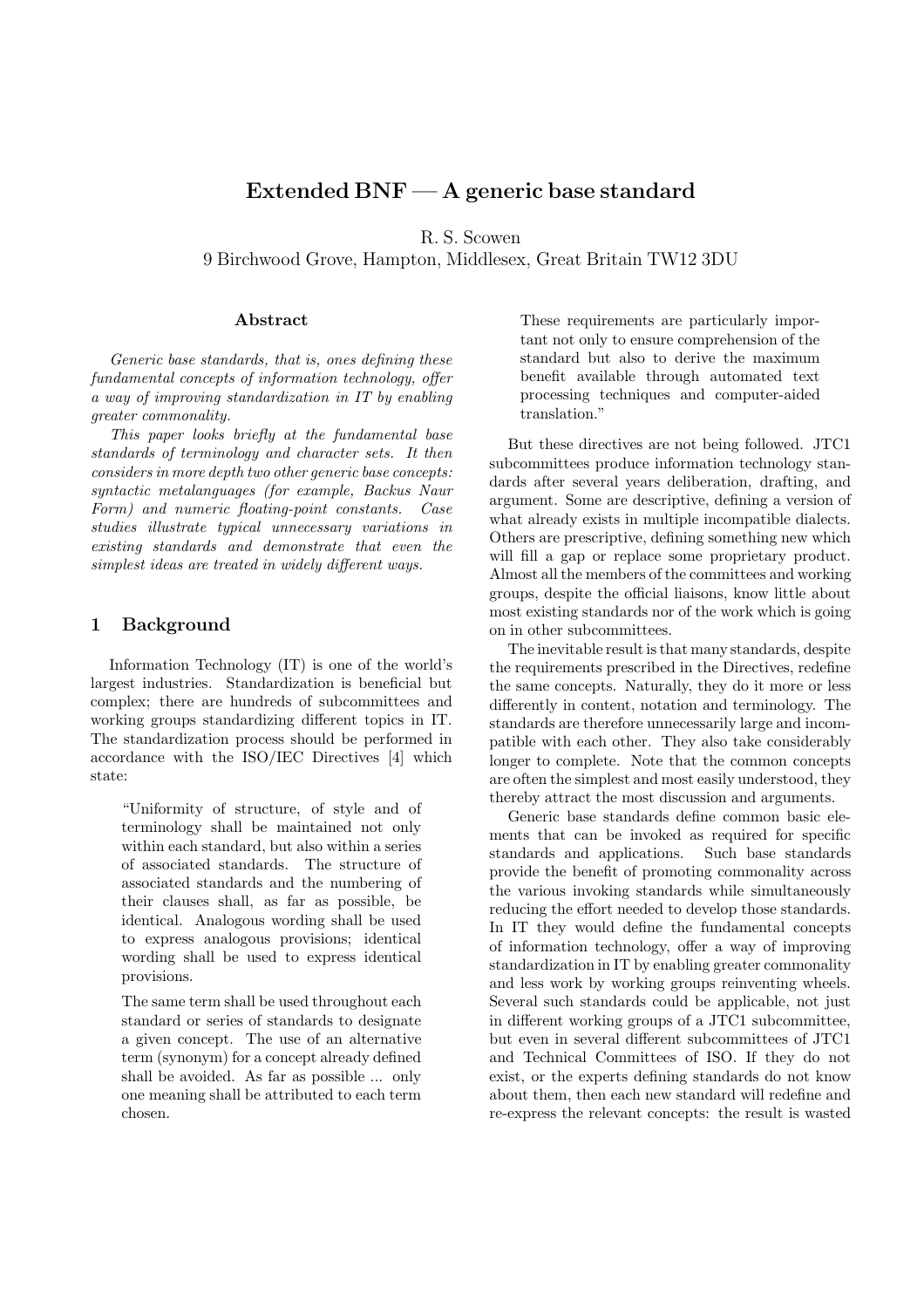# Extended BNF — A generic base standard

R. S. Scowen
9 Birchwood Grove, Hampton, Middlesex, Great Britain TW12 3DU

### Abstract

*Generic base standards, that is, ones defining these fundamental concepts of information technology, offer a way of improving standardization in IT by enabling greater commonality.*

*This paper looks briefly at the fundamental base standards of terminology and character sets. It then considers in more depth two other generic base concepts: syntactic metalanguages (for example, Backus Naur Form) and numeric floating-point constants. Case studies illustrate typical unnecessary variations in existing standards and demonstrate that even the simplest ideas are treated in widely different ways.*

## 1 Background

Information Technology (IT) is one of the world's largest industries. Standardization is beneficial but complex; there are hundreds of subcommittees and working groups standardizing different topics in IT. The standardization process should be performed in accordance with the ISO/IEC Directives [4] which state:

> "Uniformity of structure, of style and of terminology shall be maintained not only within each standard, but also within a series of associated standards. The structure of associated standards and the numbering of their clauses shall, as far as possible, be identical. Analogous wording shall be used to express analogous provisions; identical wording shall be used to express identical provisions.
>
> The same term shall be used throughout each standard or series of standards to designate a given concept. The use of an alternative term (synonym) for a concept already defined shall be avoided. As far as possible ... only one meaning shall be attributed to each term chosen.
>
> These requirements are particularly important not only to ensure comprehension of the standard but also to derive the maximum benefit available through automated text processing techniques and computer-aided translation."

But these directives are not being followed. JTC1 subcommittees produce information technology standards after several years deliberation, drafting, and argument. Some are descriptive, defining a version of what already exists in multiple incompatible dialects. Others are prescriptive, defining something new which will fill a gap or replace some proprietary product. Almost all the members of the committees and working groups, despite the official liaisons, know little about most existing standards nor of the work which is going on in other subcommittees.

The inevitable result is that many standards, despite the requirements prescribed in the Directives, redefine the same concepts. Naturally, they do it more or less differently in content, notation and terminology. The standards are therefore unnecessarily large and incompatible with each other. They also take considerably longer to complete. Note that the common concepts are often the simplest and most easily understood, they thereby attract the most discussion and arguments.

Generic base standards define common basic elements that can be invoked as required for specific standards and applications. Such base standards provide the benefit of promoting commonality across the various invoking standards while simultaneously reducing the effort needed to develop those standards. In IT they would define the fundamental concepts of information technology, offer a way of improving standardization in IT by enabling greater commonality and less work by working groups reinventing wheels. Several such standards could be applicable, not just in different working groups of a JTC1 subcommittee, but even in several different subcommittees of JTC1 and Technical Committees of ISO. If they do not exist, or the experts defining standards do not know about them, then each new standard will redefine and re-express the relevant concepts: the result is wasted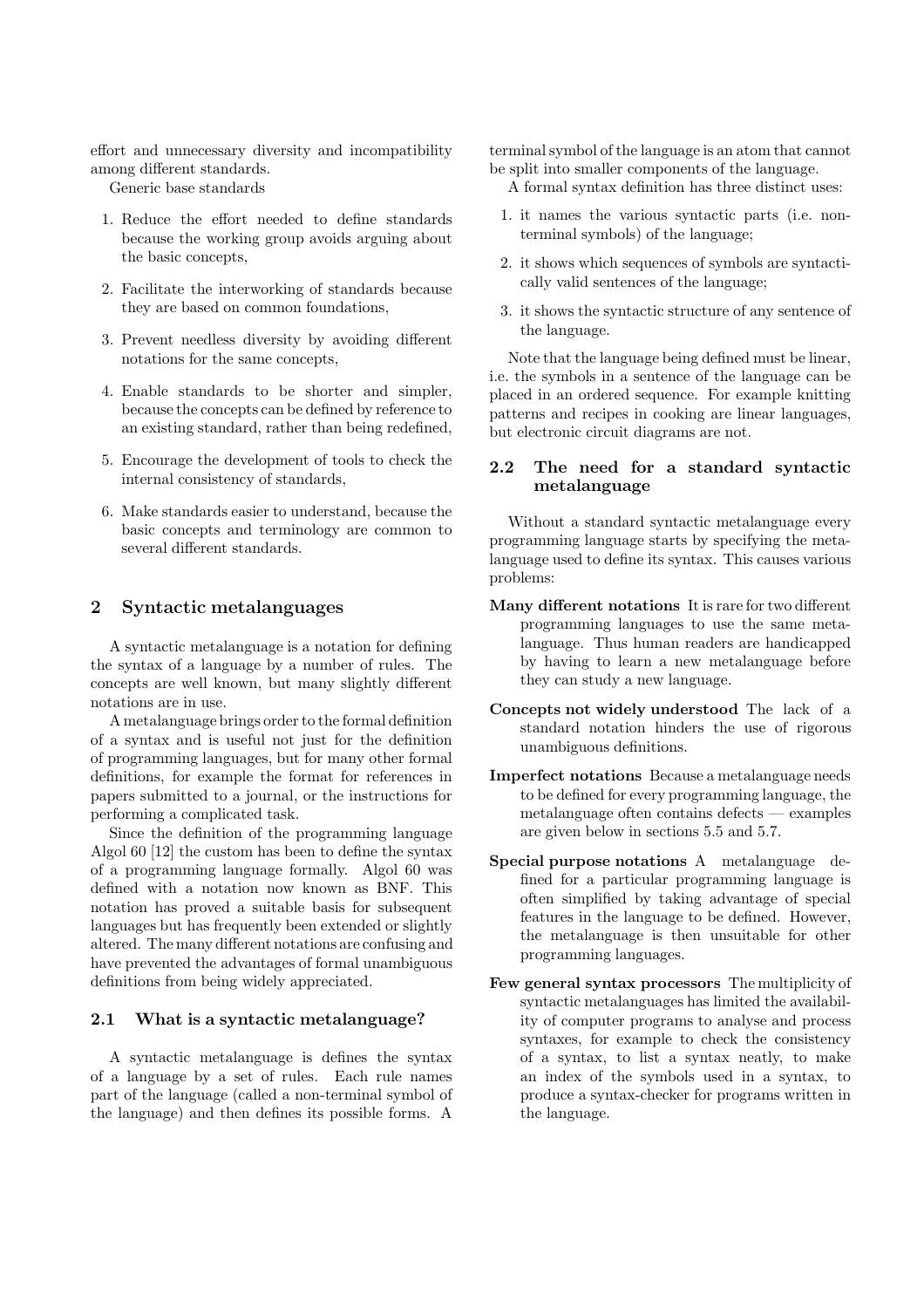effort and unnecessary diversity and incompatibility among different standards.

Generic base standards

1. Reduce the effort needed to define standards because the working group avoids arguing about the basic concepts,
2. Facilitate the interworking of standards because they are based on common foundations,
3. Prevent needless diversity by avoiding different notations for the same concepts,
4. Enable standards to be shorter and simpler, because the concepts can be defined by reference to an existing standard, rather than being redefined,
5. Encourage the development of tools to check the internal consistency of standards,
6. Make standards easier to understand, because the basic concepts and terminology are common to several different standards.

## 2 Syntactic metalanguages

A syntactic metalanguage is a notation for defining the syntax of a language by a number of rules. The concepts are well known, but many slightly different notations are in use.

A metalanguage brings order to the formal definition of a syntax and is useful not just for the definition of programming languages, but for many other formal definitions, for example the format for references in papers submitted to a journal, or the instructions for performing a complicated task.

Since the definition of the programming language Algol 60 [12] the custom has been to define the syntax of a programming language formally. Algol 60 was defined with a notation now known as BNF. This notation has proved a suitable basis for subsequent languages but has frequently been extended or slightly altered. The many different notations are confusing and have prevented the advantages of formal unambiguous definitions from being widely appreciated.

### 2.1 What is a syntactic metalanguage?

A syntactic metalanguage is defines the syntax of a language by a set of rules. Each rule names part of the language (called a non-terminal symbol of the language) and then defines its possible forms. A terminal symbol of the language is an atom that cannot be split into smaller components of the language.

A formal syntax definition has three distinct uses:

1. it names the various syntactic parts (i.e. non-terminal symbols) of the language;
2. it shows which sequences of symbols are syntactically valid sentences of the language;
3. it shows the syntactic structure of any sentence of the language.

Note that the language being defined must be linear, i.e. the symbols in a sentence of the language can be placed in an ordered sequence. For example knitting patterns and recipes in cooking are linear languages, but electronic circuit diagrams are not.

### 2.2 The need for a standard syntactic metalanguage

Without a standard syntactic metalanguage every programming language starts by specifying the metalanguage used to define its syntax. This causes various problems:

**Many different notations** It is rare for two different programming languages to use the same metalanguage. Thus human readers are handicapped by having to learn a new metalanguage before they can study a new language.

**Concepts not widely understood** The lack of a standard notation hinders the use of rigorous unambiguous definitions.

**Imperfect notations** Because a metalanguage needs to be defined for every programming language, the metalanguage often contains defects — examples are given below in sections 5.5 and 5.7.

**Special purpose notations** A metalanguage defined for a particular programming language is often simplified by taking advantage of special features in the language to be defined. However, the metalanguage is then unsuitable for other programming languages.

**Few general syntax processors** The multiplicity of syntactic metalanguages has limited the availability of computer programs to analyse and process syntaxes, for example to check the consistency of a syntax, to list a syntax neatly, to make an index of the symbols used in a syntax, to produce a syntax-checker for programs written in the language.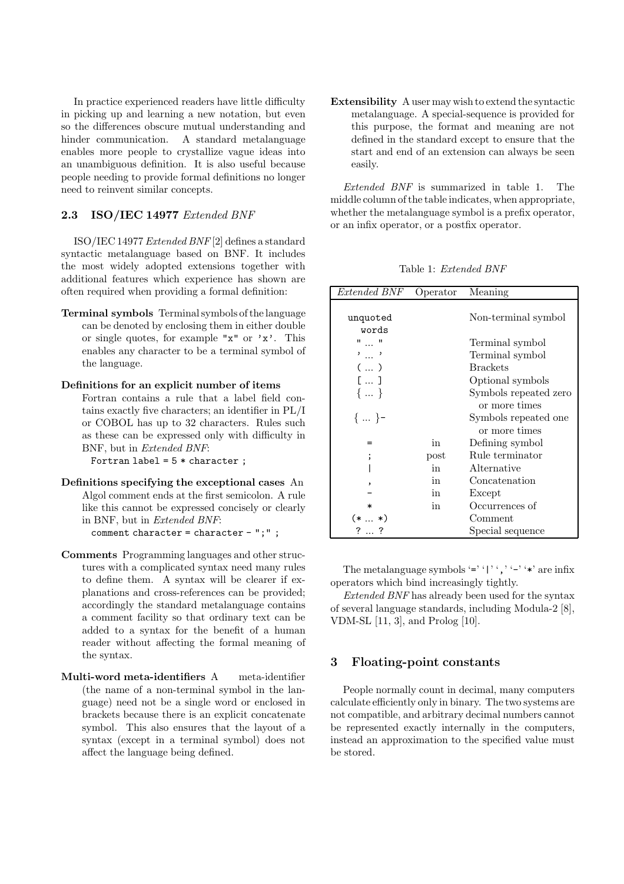In practice experienced readers have little difficulty in picking up and learning a new notation, but even so the differences obscure mutual understanding and hinder communication. A standard metalanguage enables more people to crystallize vague ideas into an unambiguous definition. It is also useful because people needing to provide formal definitions no longer need to reinvent similar concepts.

### 2.3 ISO/IEC 14977 *Extended BNF*

ISO/IEC 14977 *Extended BNF* [2] defines a standard syntactic metalanguage based on BNF. It includes the most widely adopted extensions together with additional features which experience has shown are often required when providing a formal definition:

**Terminal symbols** Terminal symbols of the language can be denoted by enclosing them in either double or single quotes, for example `"x"` or `'x'`. This enables any character to be a terminal symbol of the language.

**Definitions for an explicit number of items** Fortran contains a rule that a label field contains exactly five characters; an identifier in PL/I or COBOL has up to 32 characters. Rules such as these can be expressed only with difficulty in BNF, but in *Extended BNF*:

```
Fortran label = 5 * character ;
```

**Definitions specifying the exceptional cases** An Algol comment ends at the first semicolon. A rule like this cannot be expressed concisely or clearly in BNF, but in *Extended BNF*:

```
comment character = character - ";" ;
```

**Comments** Programming languages and other structures with a complicated syntax need many rules to define them. A syntax will be clearer if explanations and cross-references can be provided; accordingly the standard metalanguage contains a comment facility so that ordinary text can be added to a syntax for the benefit of a human reader without affecting the formal meaning of the syntax.

**Multi-word meta-identifiers** A meta-identifier (the name of a non-terminal symbol in the language) need not be a single word or enclosed in brackets because there is an explicit concatenate symbol. This also ensures that the layout of a syntax (except in a terminal symbol) does not affect the language being defined.

**Extensibility** A user may wish to extend the syntactic metalanguage. A special-sequence is provided for this purpose, the format and meaning are not defined in the standard except to ensure that the start and end of an extension can always be seen easily.

*Extended BNF* is summarized in table 1. The middle column of the table indicates, when appropriate, whether the metalanguage symbol is a prefix operator, or an infix operator, or a postfix operator.

Table 1: *Extended BNF*

| *Extended BNF* | Operator | Meaning |
|---|---|---|
| `unquoted words` | | Non-terminal symbol |
| `" ... "` | | Terminal symbol |
| `' ... '` | | Terminal symbol |
| `( ... )` | | Brackets |
| `[ ... ]` | | Optional symbols |
| `{ ... }` | | Symbols repeated zero or more times |
| `{ ... }-` | | Symbols repeated one or more times |
| `=` | in | Defining symbol |
| `;` | post | Rule terminator |
| `\|` | in | Alternative |
| `,` | in | Concatenation |
| `-` | in | Except |
| `*` | in | Occurrences of |
| `(* ... *)` | | Comment |
| `? ... ?` | | Special sequence |

The metalanguage symbols '`=`' '`|`' '`,`' '`-`' '`*`' are infix operators which bind increasingly tightly.

*Extended BNF* has already been used for the syntax of several language standards, including Modula-2 [8], VDM-SL [11, 3], and Prolog [10].

## 3 Floating-point constants

People normally count in decimal, many computers calculate efficiently only in binary. The two systems are not compatible, and arbitrary decimal numbers cannot be represented exactly internally in the computers, instead an approximation to the specified value must be stored.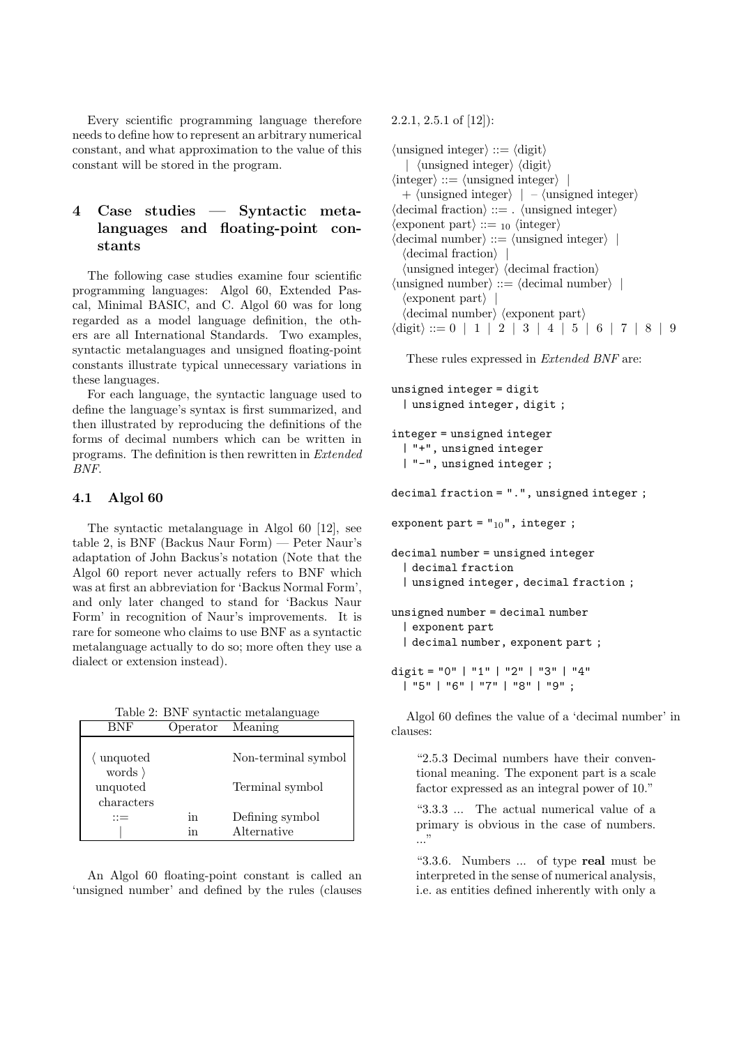Every scientific programming language therefore needs to define how to represent an arbitrary numerical constant, and what approximation to the value of this constant will be stored in the program.

## 4 Case studies — Syntactic metalanguages and floating-point constants

The following case studies examine four scientific programming languages: Algol 60, Extended Pascal, Minimal BASIC, and C. Algol 60 was for long regarded as a model language definition, the others are all International Standards. Two examples, syntactic metalanguages and unsigned floating-point constants illustrate typical unnecessary variations in these languages.

For each language, the syntactic language used to define the language's syntax is first summarized, and then illustrated by reproducing the definitions of the forms of decimal numbers which can be written in programs. The definition is then rewritten in *Extended BNF*.

### 4.1 Algol 60

The syntactic metalanguage in Algol 60 [12], see table 2, is BNF (Backus Naur Form) — Peter Naur's adaptation of John Backus's notation (Note that the Algol 60 report never actually refers to BNF which was at first an abbreviation for 'Backus Normal Form', and only later changed to stand for 'Backus Naur Form' in recognition of Naur's improvements. It is rare for someone who claims to use BNF as a syntactic metalanguage actually to do so; more often they use a dialect or extension instead).

Table 2: BNF syntactic metalanguage

| BNF | Operator | Meaning |
|---|---|---|
| ⟨ unquoted words ⟩ | | Non-terminal symbol |
| unquoted characters | | Terminal symbol |
| ::= | in | Defining symbol |
| \| | in | Alternative |

An Algol 60 floating-point constant is called an 'unsigned number' and defined by the rules (clauses 2.2.1, 2.5.1 of [12]):

⟨unsigned integer⟩ ::= ⟨digit⟩
  | ⟨unsigned integer⟩ ⟨digit⟩
⟨integer⟩ ::= ⟨unsigned integer⟩ |
  + ⟨unsigned integer⟩ | – ⟨unsigned integer⟩
⟨decimal fraction⟩ ::= . ⟨unsigned integer⟩
⟨exponent part⟩ ::= $_{10}$ ⟨integer⟩
⟨decimal number⟩ ::= ⟨unsigned integer⟩ |
  ⟨decimal fraction⟩ |
  ⟨unsigned integer⟩ ⟨decimal fraction⟩
⟨unsigned number⟩ ::= ⟨decimal number⟩ |
  ⟨exponent part⟩ |
  ⟨decimal number⟩ ⟨exponent part⟩
⟨digit⟩ ::= 0 | 1 | 2 | 3 | 4 | 5 | 6 | 7 | 8 | 9

These rules expressed in *Extended BNF* are:

```
unsigned integer = digit
  | unsigned integer, digit ;

integer = unsigned integer
  | "+", unsigned integer
  | "-", unsigned integer ;

decimal fraction = ".", unsigned integer ;

exponent part = "10", integer ;

decimal number = unsigned integer
  | decimal fraction
  | unsigned integer, decimal fraction ;

unsigned number = decimal number
  | exponent part
  | decimal number, exponent part ;

digit = "0" | "1" | "2" | "3" | "4"
  | "5" | "6" | "7" | "8" | "9" ;
```

Algol 60 defines the value of a 'decimal number' in clauses:

> "2.5.3 Decimal numbers have their conventional meaning. The exponent part is a scale factor expressed as an integral power of 10."
>
> "3.3.3 ... The actual numerical value of a primary is obvious in the case of numbers. ..."
>
> "3.3.6. Numbers ... of type **real** must be interpreted in the sense of numerical analysis, i.e. as entities defined inherently with only a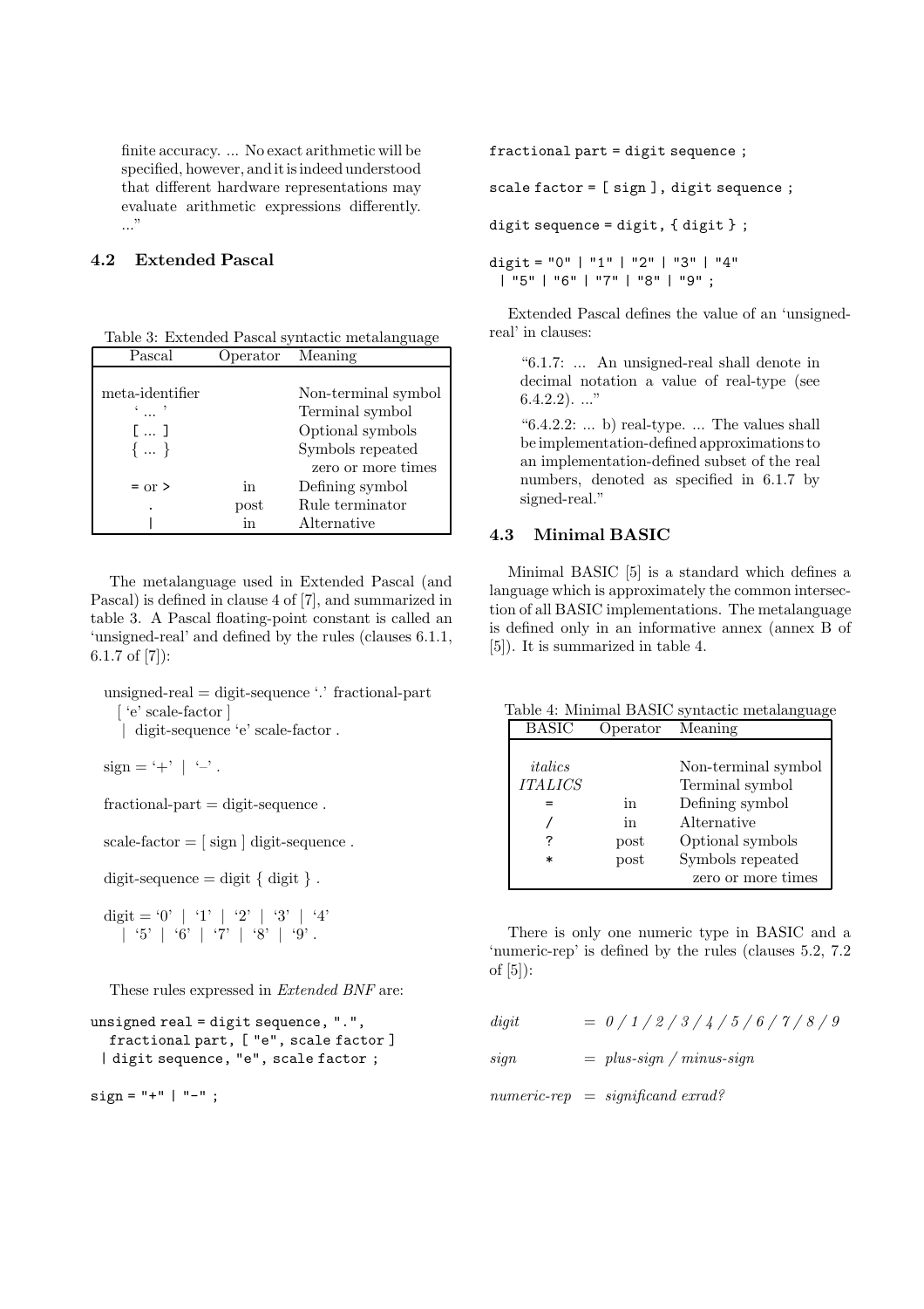finite accuracy. ... No exact arithmetic will be specified, however, and it is indeed understood that different hardware representations may evaluate arithmetic expressions differently. ..."

### 4.2 Extended Pascal

Table 3: Extended Pascal syntactic metalanguage

| Pascal | Operator | Meaning |
|---|---|---|
| meta-identifier | | Non-terminal symbol |
| '...' | | Terminal symbol |
| [ ... ] | | Optional symbols |
| { ... } | | Symbols repeated zero or more times |
| = or > | in | Defining symbol |
| . | post | Rule terminator |
| \| | in | Alternative |

The metalanguage used in Extended Pascal (and Pascal) is defined in clause 4 of [7], and summarized in table 3. A Pascal floating-point constant is called an 'unsigned-real' and defined by the rules (clauses 6.1.1, 6.1.7 of [7]):

unsigned-real = digit-sequence '.' fractional-part
  [ 'e' scale-factor ]
  | digit-sequence 'e' scale-factor .

sign = '+' | '–' .

fractional-part = digit-sequence .

scale-factor = [ sign ] digit-sequence .

digit-sequence = digit { digit } .

digit = '0' | '1' | '2' | '3' | '4'
  | '5' | '6' | '7' | '8' | '9' .

These rules expressed in *Extended BNF* are:

```
unsigned real = digit sequence, ".",
  fractional part, [ "e", scale factor ]
 | digit sequence, "e", scale factor ;

sign = "+" | "-" ;

fractional part = digit sequence ;

scale factor = [ sign ], digit sequence ;

digit sequence = digit, { digit } ;

digit = "0" | "1" | "2" | "3" | "4"
 | "5" | "6" | "7" | "8" | "9" ;
```

Extended Pascal defines the value of an 'unsigned-real' in clauses:

> "6.1.7: ... An unsigned-real shall denote in decimal notation a value of real-type (see 6.4.2.2). ..."
>
> "6.4.2.2: ... b) real-type. ... The values shall be implementation-defined approximations to an implementation-defined subset of the real numbers, denoted as specified in 6.1.7 by signed-real."

### 4.3 Minimal BASIC

Minimal BASIC [5] is a standard which defines a language which is approximately the common intersection of all BASIC implementations. The metalanguage is defined only in an informative annex (annex B of [5]). It is summarized in table 4.

Table 4: Minimal BASIC syntactic metalanguage

| BASIC | Operator | Meaning |
|---|---|---|
| *italics* | | Non-terminal symbol |
| *ITALICS* | | Terminal symbol |
| = | in | Defining symbol |
| / | in | Alternative |
| ? | post | Optional symbols |
| * | post | Symbols repeated zero or more times |

There is only one numeric type in BASIC and a 'numeric-rep' is defined by the rules (clauses 5.2, 7.2 of [5]):

*digit* = *0 / 1 / 2 / 3 / 4 / 5 / 6 / 7 / 8 / 9*

*sign* = *plus-sign / minus-sign*

*numeric-rep* = *significand exrad?*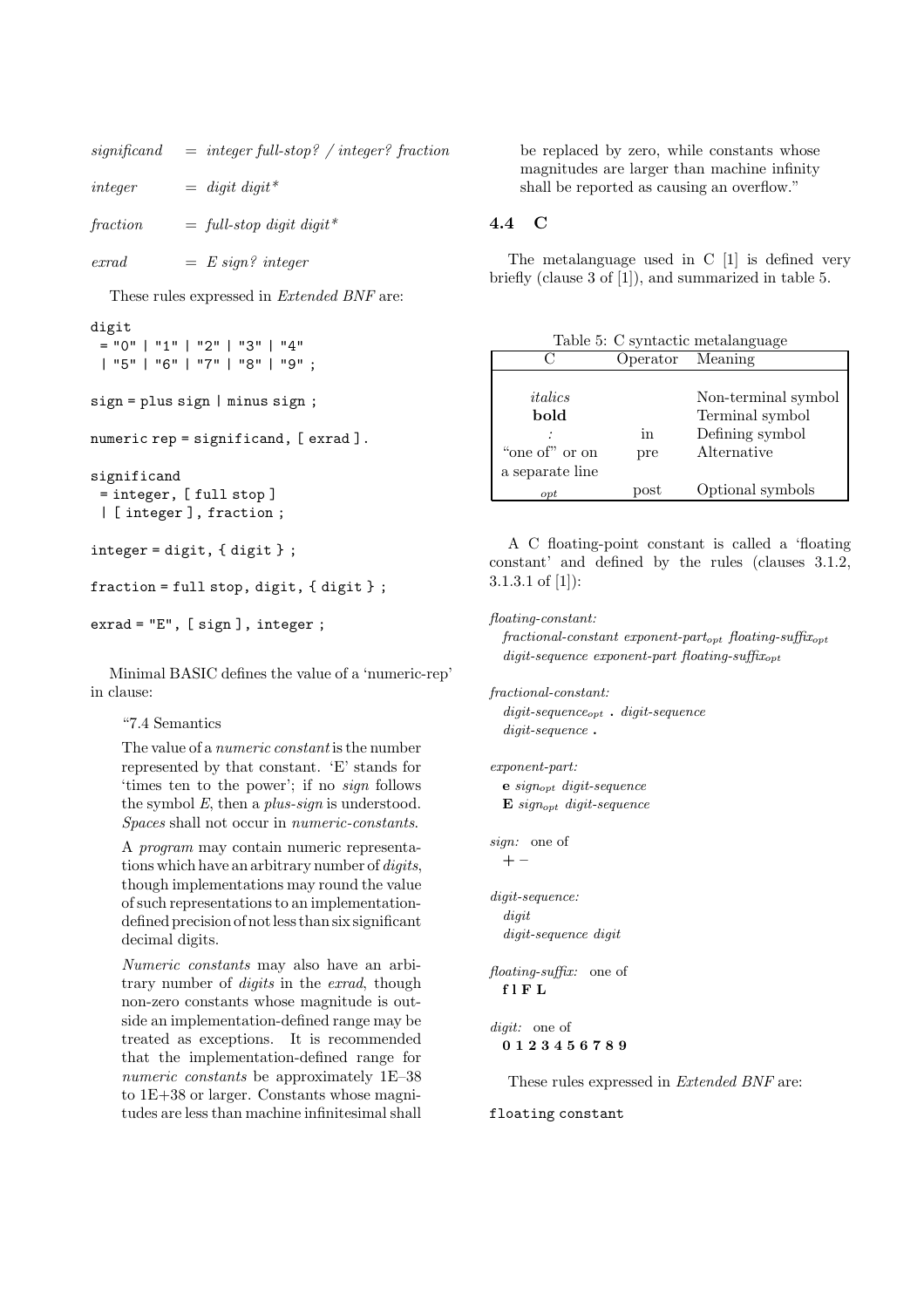*significand* = *integer full-stop? / integer? fraction*

*integer* = *digit digit**

*fraction* = *full-stop digit digit**

*exrad* = *E sign? integer*

These rules expressed in *Extended BNF* are:

```
digit
 = "0" | "1" | "2" | "3" | "4"
 | "5" | "6" | "7" | "8" | "9" ;

sign = plus sign | minus sign ;

numeric rep = significand, [ exrad ] .

significand
 = integer, [ full stop ]
 | [ integer ], fraction ;

integer = digit, { digit } ;

fraction = full stop, digit, { digit } ;

exrad = "E", [ sign ], integer ;
```

Minimal BASIC defines the value of a 'numeric-rep' in clause:

> "7.4 Semantics
>
> The value of a *numeric constant* is the number represented by that constant. 'E' stands for 'times ten to the power'; if no *sign* follows the symbol *E*, then a *plus-sign* is understood. *Spaces* shall not occur in *numeric-constants*.
>
> A *program* may contain numeric representations which have an arbitrary number of *digits*, though implementations may round the value of such representations to an implementation-defined precision of not less than six significant decimal digits.
>
> *Numeric constants* may also have an arbitrary number of *digits* in the *exrad*, though non-zero constants whose magnitude is outside an implementation-defined range may be treated as exceptions. It is recommended that the implementation-defined range for *numeric constants* be approximately 1E–38 to 1E+38 or larger. Constants whose magnitudes are less than machine infinitesimal shall be replaced by zero, while constants whose magnitudes are larger than machine infinity shall be reported as causing an overflow."

## 4.4 C

The metalanguage used in C [1] is defined very briefly (clause 3 of [1]), and summarized in table 5.

Table 5: C syntactic metalanguage

| C | Operator | Meaning |
|---|---|---|
| *italics* | | Non-terminal symbol |
| **bold** | | Terminal symbol |
| *:* | in | Defining symbol |
| "one of" or on a separate line | pre | Alternative |
| *opt* | post | Optional symbols |

A C floating-point constant is called a 'floating constant' and defined by the rules (clauses 3.1.2, 3.1.3.1 of [1]):

*floating-constant:*
 *fractional-constant exponent-part*$_{opt}$ *floating-suffix*$_{opt}$
 *digit-sequence exponent-part floating-suffix*$_{opt}$

*fractional-constant:*
 *digit-sequence*$_{opt}$ **.** *digit-sequence*
 *digit-sequence* **.**

*exponent-part:*
 **e** *sign*$_{opt}$ *digit-sequence*
 **E** *sign*$_{opt}$ *digit-sequence*

*sign:* one of
 **+ −**

*digit-sequence:*
 *digit*
 *digit-sequence digit*

*floating-suffix:* one of
 **f l F L**

*digit:* one of
 **0 1 2 3 4 5 6 7 8 9**

These rules expressed in *Extended BNF* are:

```
floating constant
```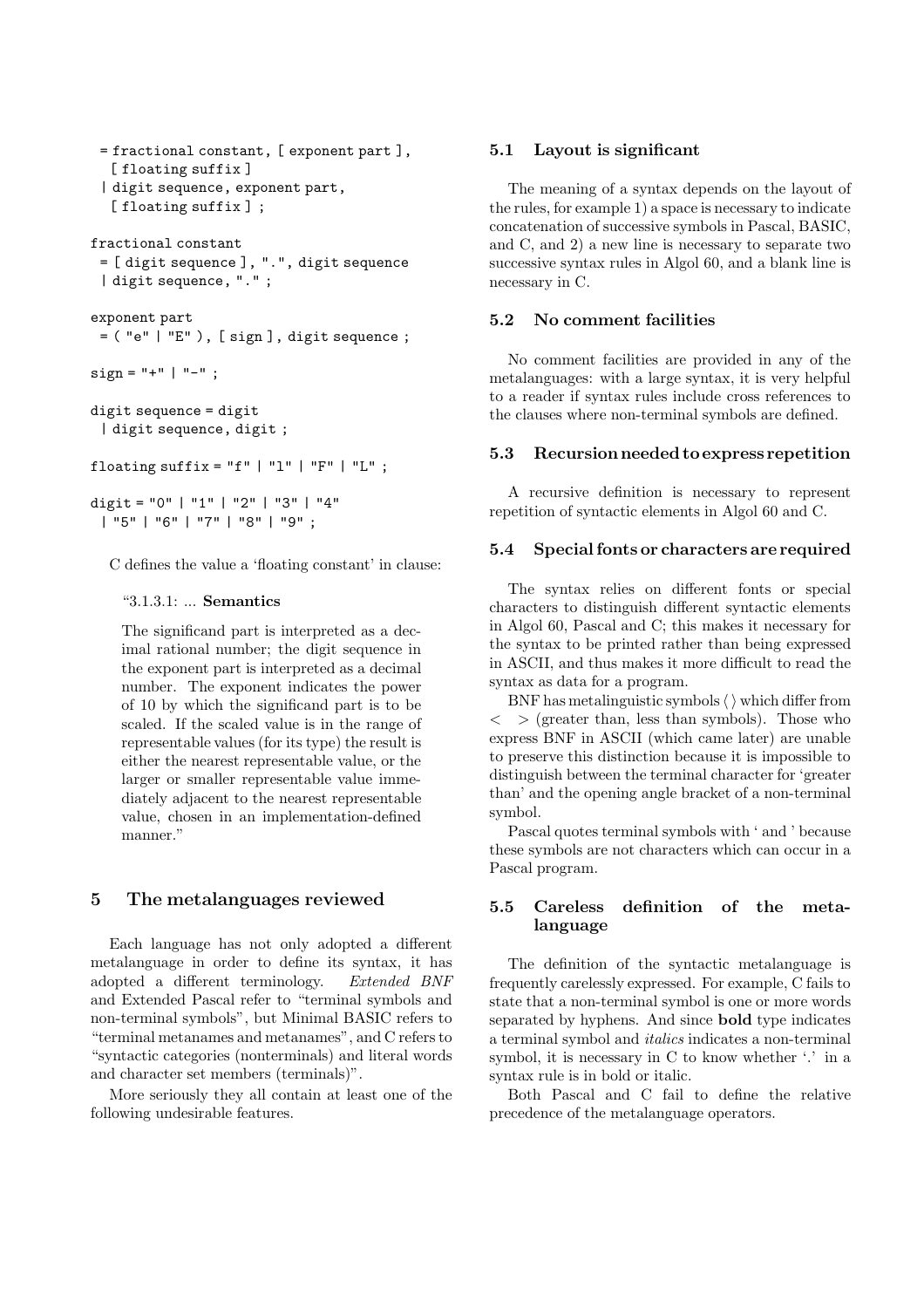```
 = fractional constant, [ exponent part ],
   [ floating suffix ]
 | digit sequence, exponent part,
   [ floating suffix ] ;

fractional constant
 = [ digit sequence ], ".", digit sequence
 | digit sequence, "." ;

exponent part
 = ( "e" | "E" ), [ sign ], digit sequence ;

sign = "+" | "-" ;

digit sequence = digit
 | digit sequence, digit ;

floating suffix = "f" | "l" | "F" | "L" ;

digit = "0" | "1" | "2" | "3" | "4"
 | "5" | "6" | "7" | "8" | "9" ;
```

C defines the value a 'floating constant' in clause:

> "3.1.3.1: ... **Semantics**
>
> The significand part is interpreted as a decimal rational number; the digit sequence in the exponent part is interpreted as a decimal number. The exponent indicates the power of 10 by which the significand part is to be scaled. If the scaled value is in the range of representable values (for its type) the result is either the nearest representable value, or the larger or smaller representable value immediately adjacent to the nearest representable value, chosen in an implementation-defined manner."

## 5 The metalanguages reviewed

Each language has not only adopted a different metalanguage in order to define its syntax, it has adopted a different terminology. *Extended BNF* and Extended Pascal refer to "terminal symbols and non-terminal symbols", but Minimal BASIC refers to "terminal metanames and metanames", and C refers to "syntactic categories (nonterminals) and literal words and character set members (terminals)".

More seriously they all contain at least one of the following undesirable features.

### 5.1 Layout is significant

The meaning of a syntax depends on the layout of the rules, for example 1) a space is necessary to indicate concatenation of successive symbols in Pascal, BASIC, and C, and 2) a new line is necessary to separate two successive syntax rules in Algol 60, and a blank line is necessary in C.

### 5.2 No comment facilities

No comment facilities are provided in any of the metalanguages: with a large syntax, it is very helpful to a reader if syntax rules include cross references to the clauses where non-terminal symbols are defined.

### 5.3 Recursion needed to express repetition

A recursive definition is necessary to represent repetition of syntactic elements in Algol 60 and C.

### 5.4 Special fonts or characters are required

The syntax relies on different fonts or special characters to distinguish different syntactic elements in Algol 60, Pascal and C; this makes it necessary for the syntax to be printed rather than being expressed in ASCII, and thus makes it more difficult to read the syntax as data for a program.

BNF has metalinguistic symbols ⟨ ⟩ which differ from < > (greater than, less than symbols). Those who express BNF in ASCII (which came later) are unable to preserve this distinction because it is impossible to distinguish between the terminal character for 'greater than' and the opening angle bracket of a non-terminal symbol.

Pascal quotes terminal symbols with ‘ and ’ because these symbols are not characters which can occur in a Pascal program.

### 5.5 Careless definition of the metalanguage

The definition of the syntactic metalanguage is frequently carelessly expressed. For example, C fails to state that a non-terminal symbol is one or more words separated by hyphens. And since **bold** type indicates a terminal symbol and *italics* indicates a non-terminal symbol, it is necessary in C to know whether '.' in a syntax rule is in bold or italic.

Both Pascal and C fail to define the relative precedence of the metalanguage operators.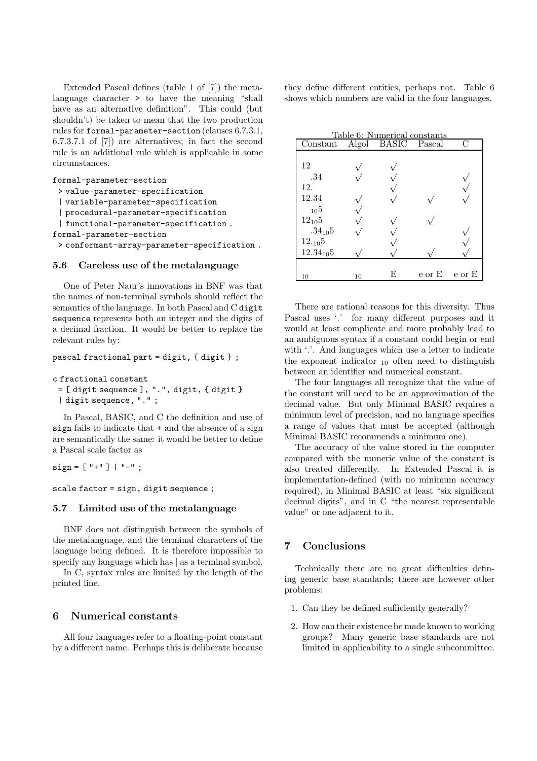Extended Pascal defines (table 1 of [7]) the metalanguage character `>` to have the meaning "shall have as an alternative definition". This could (but shouldn't) be taken to mean that the two production rules for `formal-parameter-section` (clauses 6.7.3.1, 6.7.3.7.1 of [7]) are alternatives; in fact the second rule is an additional rule which is applicable in some circumstances.

```
formal-parameter-section
 > value-parameter-specification
 | variable-parameter-specification
 | procedural-parameter-specification
 | functional-parameter-specification .
formal-parameter-section
 > conformant-array-parameter-specification .
```

### 5.6 Careless use of the metalanguage

One of Peter Naur's innovations in BNF was that the names of non-terminal symbols should reflect the semantics of the language. In both Pascal and C `digit sequence` represents both an integer and the digits of a decimal fraction. It would be better to replace the relevant rules by:

```
pascal fractional part = digit, { digit } ;
```

```
c fractional constant
 = [ digit sequence ], ".", digit, { digit }
 | digit sequence, "." ;
```

In Pascal, BASIC, and C the definition and use of `sign` fails to indicate that `+` and the absence of a sign are semantically the same: it would be better to define a Pascal scale factor as

```
sign = [ "+" ] | "-" ;
```

```
scale factor = sign, digit sequence ;
```

### 5.7 Limited use of the metalanguage

BNF does not distinguish between the symbols of the metalanguage, and the terminal characters of the language being defined. It is therefore impossible to specify any language which has | as a terminal symbol.

In C, syntax rules are limited by the length of the printed line.

## 6 Numerical constants

All four languages refer to a floating-point constant by a different name. Perhaps this is deliberate because they define different entities, perhaps not. Table 6 shows which numbers are valid in the four languages.

Table 6: Numerical constants

| Constant | Algol | BASIC | Pascal | C |
|---|---|---|---|---|
| 12 | √ | √ | | |
| .34 | √ | √ | | √ |
| 12. | | √ | | √ |
| 12.34 | √ | √ | √ | √ |
| $_{10}5$ | √ | | | |
| $12_{10}5$ | √ | √ | √ | |
| $.34_{10}5$ | √ | √ | | √ |
| $12._{10}5$ | | √ | | √ |
| $12.34_{10}5$ | √ | √ | √ | √ |
| $_{10}$ | $_{10}$ | E | e or E | e or E |

There are rational reasons for this diversity. Thus Pascal uses '.' for many different purposes and it would at least complicate and more probably lead to an ambiguous syntax if a constant could begin or end with '.'. And languages which use a letter to indicate the exponent indicator $_{10}$ often need to distinguish between an identifier and numerical constant.

The four languages all recognize that the value of the constant will need to be an approximation of the decimal value. But only Minimal BASIC requires a minimum level of precision, and no language specifies a range of values that must be accepted (although Minimal BASIC recommends a minimum one).

The accuracy of the value stored in the computer compared with the numeric value of the constant is also treated differently. In Extended Pascal it is implementation-defined (with no minimum accuracy required), in Minimal BASIC at least "six significant decimal digits", and in C "the nearest representable value" or one adjacent to it.

## 7 Conclusions

Technically there are no great difficulties defining generic base standards; there are however other problems:

1. Can they be defined sufficiently generally?
2. How can their existence be made known to working groups? Many generic base standards are not limited in applicability to a single subcommittee.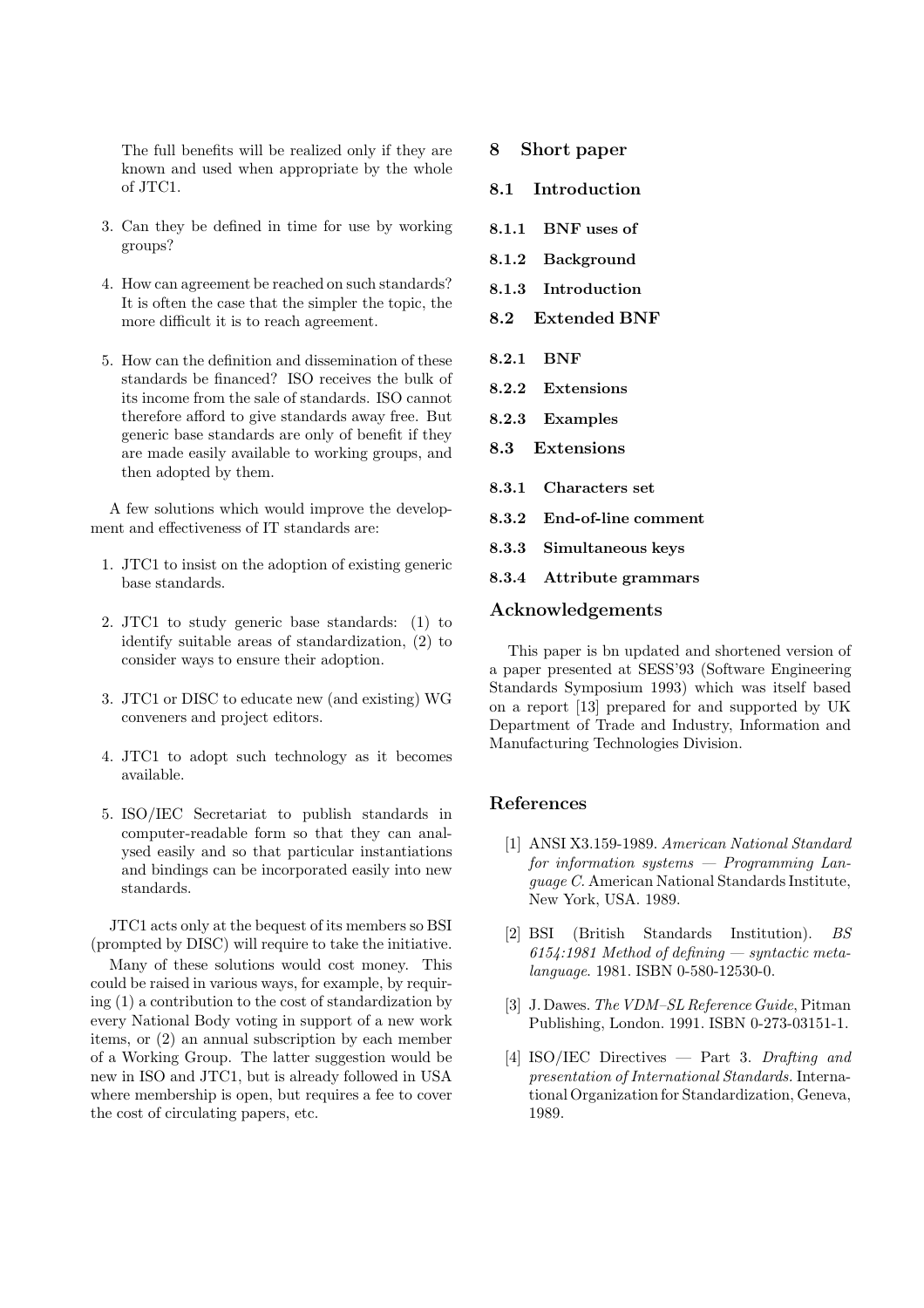The full benefits will be realized only if they are known and used when appropriate by the whole of JTC1.

3. Can they be defined in time for use by working groups?

4. How can agreement be reached on such standards? It is often the case that the simpler the topic, the more difficult it is to reach agreement.

5. How can the definition and dissemination of these standards be financed? ISO receives the bulk of its income from the sale of standards. ISO cannot therefore afford to give standards away free. But generic base standards are only of benefit if they are made easily available to working groups, and then adopted by them.

A few solutions which would improve the development and effectiveness of IT standards are:

1. JTC1 to insist on the adoption of existing generic base standards.

2. JTC1 to study generic base standards: (1) to identify suitable areas of standardization, (2) to consider ways to ensure their adoption.

3. JTC1 or DISC to educate new (and existing) WG conveners and project editors.

4. JTC1 to adopt such technology as it becomes available.

5. ISO/IEC Secretariat to publish standards in computer-readable form so that they can analysed easily and so that particular instantiations and bindings can be incorporated easily into new standards.

JTC1 acts only at the bequest of its members so BSI (prompted by DISC) will require to take the initiative.

Many of these solutions would cost money. This could be raised in various ways, for example, by requiring (1) a contribution to the cost of standardization by every National Body voting in support of a new work items, or (2) an annual subscription by each member of a Working Group. The latter suggestion would be new in ISO and JTC1, but is already followed in USA where membership is open, but requires a fee to cover the cost of circulating papers, etc.

## 8 Short paper

### 8.1 Introduction

#### 8.1.1 BNF uses of

#### 8.1.2 Background

#### 8.1.3 Introduction

### 8.2 Extended BNF

#### 8.2.1 BNF

#### 8.2.2 Extensions

#### 8.2.3 Examples

### 8.3 Extensions

#### 8.3.1 Characters set

#### 8.3.2 End-of-line comment

#### 8.3.3 Simultaneous keys

#### 8.3.4 Attribute grammars

## Acknowledgements

This paper is bn updated and shortened version of a paper presented at SESS'93 (Software Engineering Standards Symposium 1993) which was itself based on a report [13] prepared for and supported by UK Department of Trade and Industry, Information and Manufacturing Technologies Division.

## References

[1] ANSI X3.159-1989. *American National Standard for information systems — Programming Language C*. American National Standards Institute, New York, USA. 1989.

[2] BSI (British Standards Institution). *BS 6154:1981 Method of defining — syntactic metalanguage*. 1981. ISBN 0-580-12530-0.

[3] J. Dawes. *The VDM–SL Reference Guide*, Pitman Publishing, London. 1991. ISBN 0-273-03151-1.

[4] ISO/IEC Directives — Part 3. *Drafting and presentation of International Standards*. International Organization for Standardization, Geneva, 1989.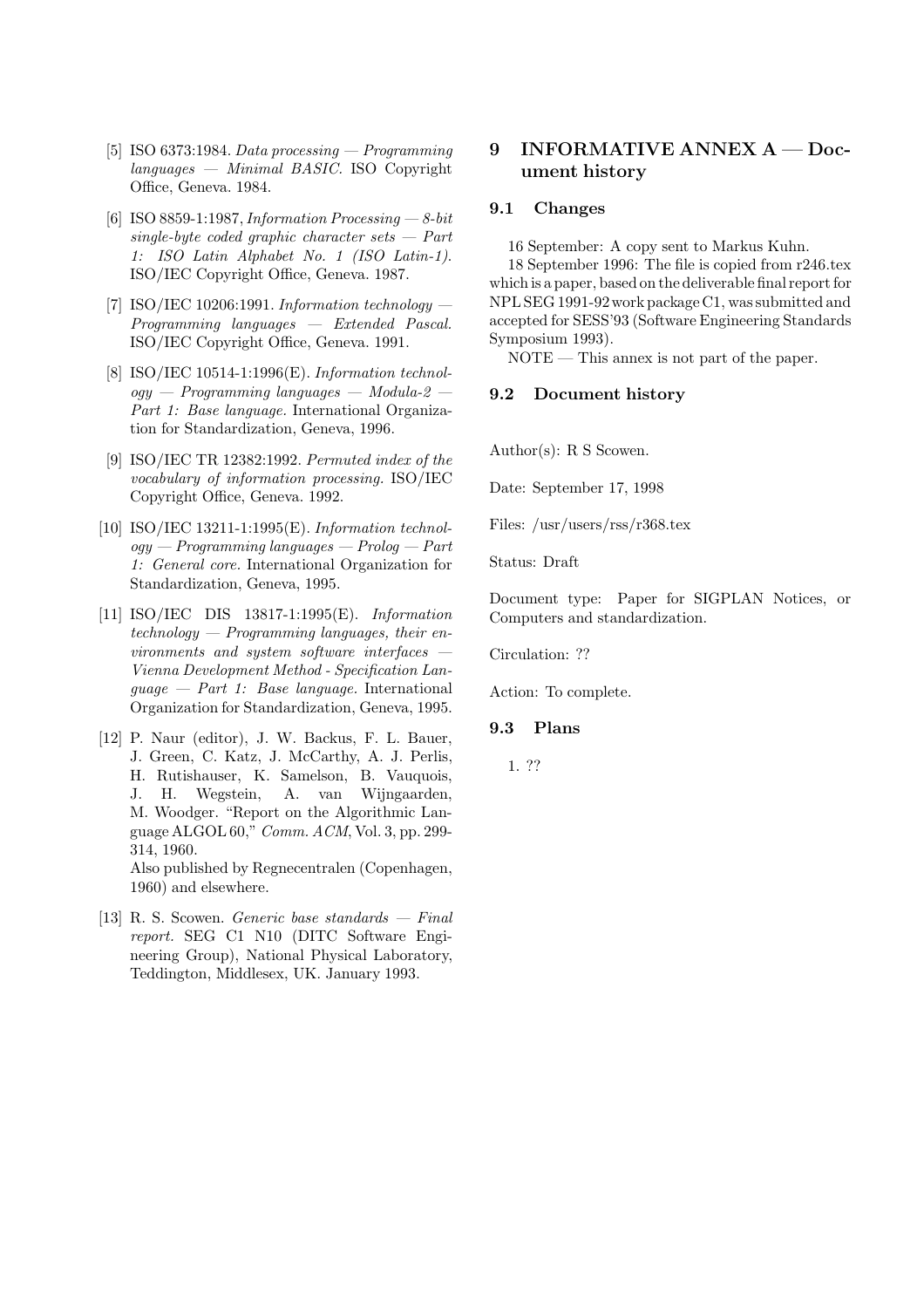[5] ISO 6373:1984. *Data processing — Programming languages — Minimal BASIC*. ISO Copyright Office, Geneva. 1984.

[6] ISO 8859-1:1987, *Information Processing — 8-bit single-byte coded graphic character sets — Part 1: ISO Latin Alphabet No. 1 (ISO Latin-1)*. ISO/IEC Copyright Office, Geneva. 1987.

[7] ISO/IEC 10206:1991. *Information technology — Programming languages — Extended Pascal*. ISO/IEC Copyright Office, Geneva. 1991.

[8] ISO/IEC 10514-1:1996(E). *Information technology — Programming languages — Modula-2 — Part 1: Base language*. International Organization for Standardization, Geneva, 1996.

[9] ISO/IEC TR 12382:1992. *Permuted index of the vocabulary of information processing*. ISO/IEC Copyright Office, Geneva. 1992.

[10] ISO/IEC 13211-1:1995(E). *Information technology — Programming languages — Prolog — Part 1: General core*. International Organization for Standardization, Geneva, 1995.

[11] ISO/IEC DIS 13817-1:1995(E). *Information technology — Programming languages, their environments and system software interfaces — Vienna Development Method - Specification Language — Part 1: Base language*. International Organization for Standardization, Geneva, 1995.

[12] P. Naur (editor), J. W. Backus, F. L. Bauer, J. Green, C. Katz, J. McCarthy, A. J. Perlis, H. Rutishauser, K. Samelson, B. Vauquois, J. H. Wegstein, A. van Wijngaarden, M. Woodger. "Report on the Algorithmic Language ALGOL 60," *Comm. ACM*, Vol. 3, pp. 299-314, 1960.
Also published by Regnecentralen (Copenhagen, 1960) and elsewhere.

[13] R. S. Scowen. *Generic base standards — Final report*. SEG C1 N10 (DITC Software Engineering Group), National Physical Laboratory, Teddington, Middlesex, UK. January 1993.

# 9 INFORMATIVE ANNEX A — Document history

## 9.1 Changes

16 September: A copy sent to Markus Kuhn.

18 September 1996: The file is copied from r246.tex which is a paper, based on the deliverable final report for NPL SEG 1991-92 work package C1, was submitted and accepted for SESS'93 (Software Engineering Standards Symposium 1993).

NOTE — This annex is not part of the paper.

## 9.2 Document history

Author(s): R S Scowen.

Date: September 17, 1998

Files: /usr/users/rss/r368.tex

Status: Draft

Document type: Paper for SIGPLAN Notices, or Computers and standardization.

Circulation: ??

Action: To complete.

## 9.3 Plans

1. ??